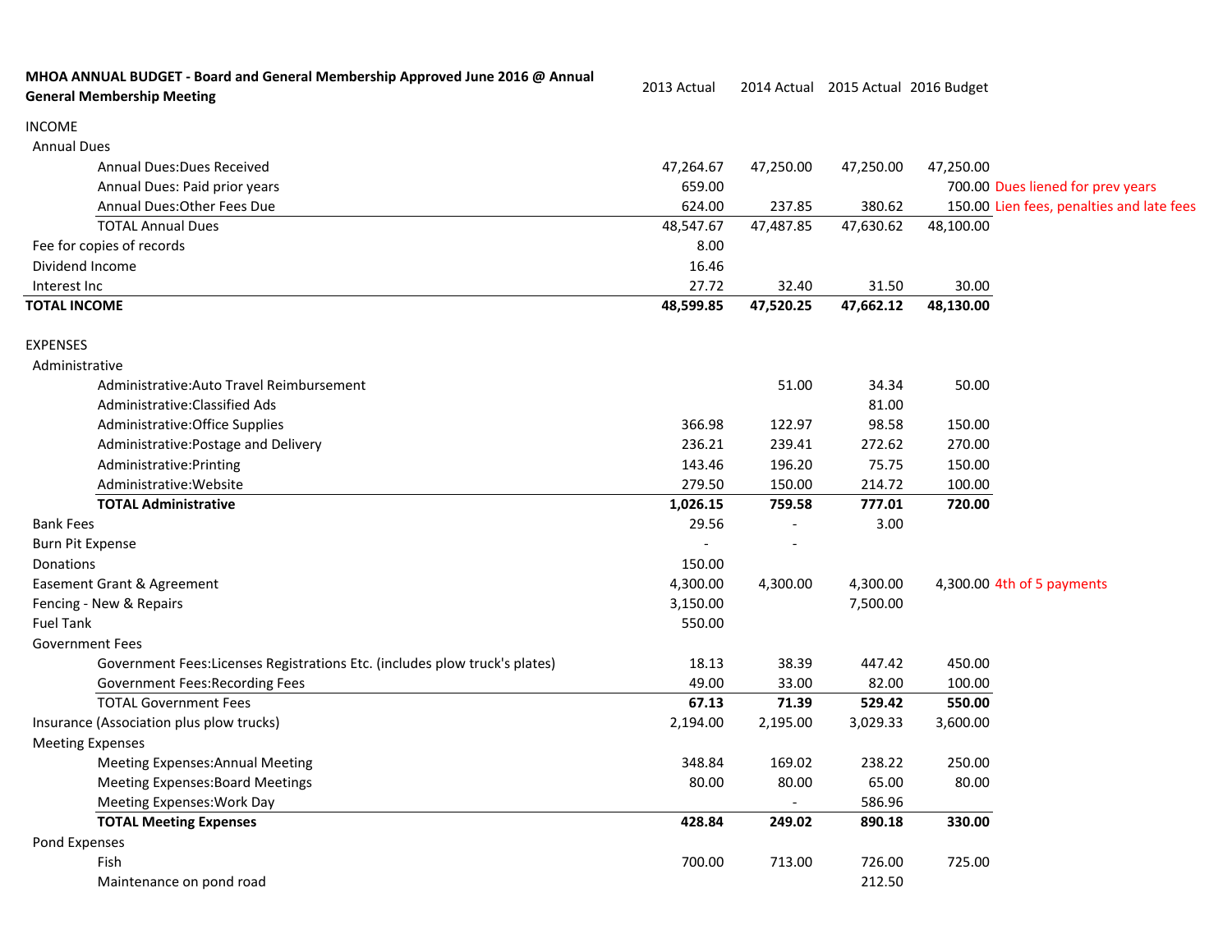| MHOA ANNUAL BUDGET - Board and General Membership Approved June 2016 @ Annual General Membership Meeting | 2013 Actual | 2014 Actual | 2015 Actual | 2016 Budget | |
|---|---|---|---|---|---|
| INCOME | | | | | |
| Annual Dues | | | | | |
| Annual Dues:Dues Received | 47,264.67 | 47,250.00 | 47,250.00 | 47,250.00 | |
| Annual Dues: Paid prior years | 659.00 | | | 700.00 | Dues liened for prev years |
| Annual Dues:Other Fees Due | 624.00 | 237.85 | 380.62 | 150.00 | Lien fees, penalties and late fees |
| TOTAL Annual Dues | 48,547.67 | 47,487.85 | 47,630.62 | 48,100.00 | |
| Fee for copies of records | 8.00 | | | | |
| Dividend Income | 16.46 | | | | |
| Interest Inc | 27.72 | 32.40 | 31.50 | 30.00 | |
| **TOTAL INCOME** | **48,599.85** | **47,520.25** | **47,662.12** | **48,130.00** | |
| | | | | | |
| EXPENSES | | | | | |
| Administrative | | | | | |
| Administrative:Auto Travel Reimbursement | | 51.00 | 34.34 | 50.00 | |
| Administrative:Classified Ads | | | 81.00 | | |
| Administrative:Office Supplies | 366.98 | 122.97 | 98.58 | 150.00 | |
| Administrative:Postage and Delivery | 236.21 | 239.41 | 272.62 | 270.00 | |
| Administrative:Printing | 143.46 | 196.20 | 75.75 | 150.00 | |
| Administrative:Website | 279.50 | 150.00 | 214.72 | 100.00 | |
| **TOTAL Administrative** | **1,026.15** | **759.58** | **777.01** | **720.00** | |
| Bank Fees | 29.56 | - | 3.00 | | |
| Burn Pit Expense | - | - | | | |
| Donations | 150.00 | | | | |
| Easement Grant & Agreement | 4,300.00 | 4,300.00 | 4,300.00 | 4,300.00 | 4th of 5 payments |
| Fencing - New & Repairs | 3,150.00 | | 7,500.00 | | |
| Fuel Tank | 550.00 | | | | |
| Government Fees | | | | | |
| Government Fees:Licenses Registrations Etc. (includes plow truck's plates) | 18.13 | 38.39 | 447.42 | 450.00 | |
| Government Fees:Recording Fees | 49.00 | 33.00 | 82.00 | 100.00 | |
| TOTAL Government Fees | **67.13** | **71.39** | **529.42** | **550.00** | |
| Insurance (Association plus plow trucks) | 2,194.00 | 2,195.00 | 3,029.33 | 3,600.00 | |
| Meeting Expenses | | | | | |
| Meeting Expenses:Annual Meeting | 348.84 | 169.02 | 238.22 | 250.00 | |
| Meeting Expenses:Board Meetings | 80.00 | 80.00 | 65.00 | 80.00 | |
| Meeting Expenses:Work Day | | - | 586.96 | | |
| **TOTAL Meeting Expenses** | **428.84** | **249.02** | **890.18** | **330.00** | |
| Pond Expenses | | | | | |
| Fish | 700.00 | 713.00 | 726.00 | 725.00 | |
| Maintenance on pond road | | | 212.50 | | |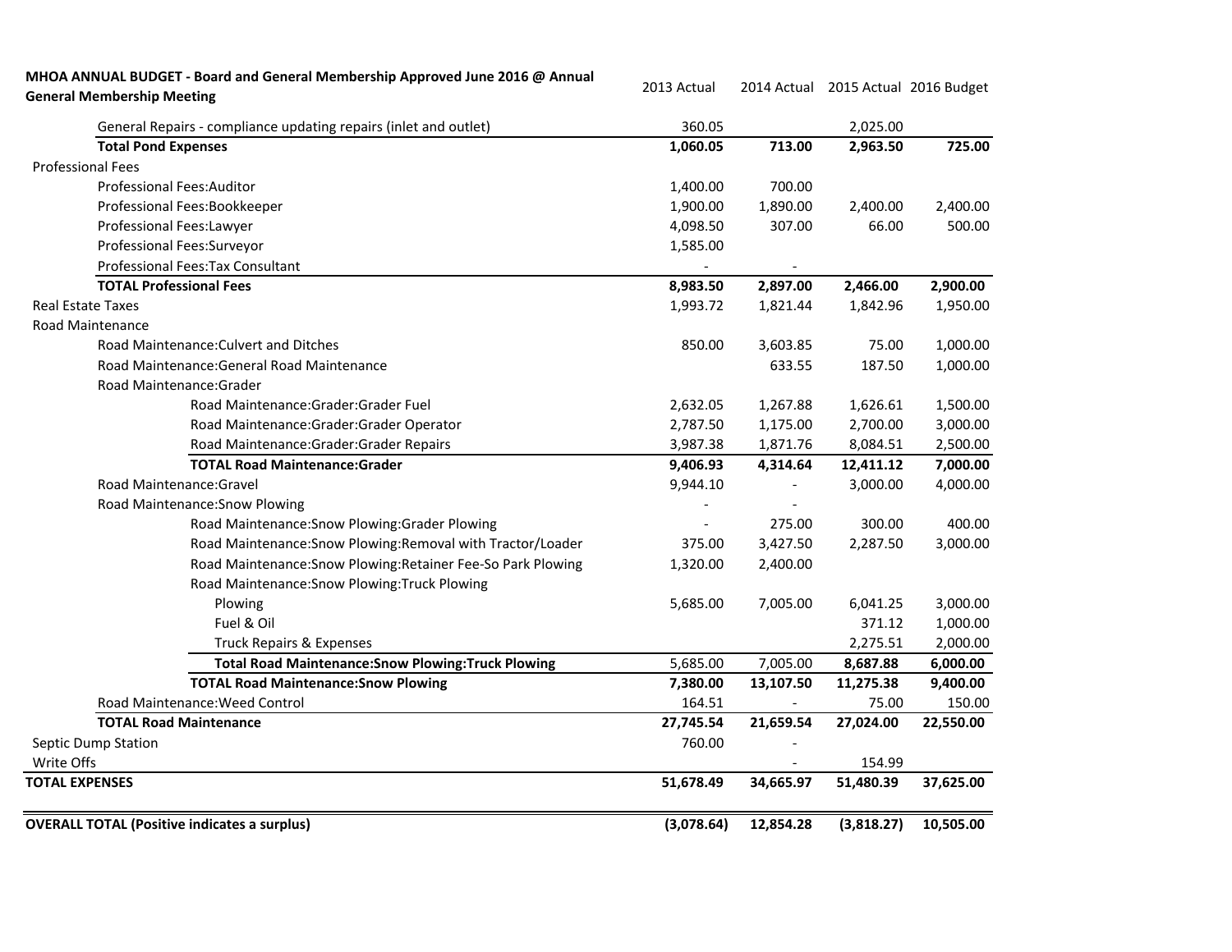| MHOA ANNUAL BUDGET - Board and General Membership Approved June 2016 @ Annual General Membership Meeting | 2013 Actual | 2014 Actual | 2015 Actual | 2016 Budget |
|---|---|---|---|---|
| General Repairs - compliance updating repairs (inlet and outlet) | 360.05 | | 2,025.00 | |
| **Total Pond Expenses** | **1,060.05** | **713.00** | **2,963.50** | **725.00** |
| Professional Fees | | | | |
| Professional Fees:Auditor | 1,400.00 | 700.00 | | |
| Professional Fees:Bookkeeper | 1,900.00 | 1,890.00 | 2,400.00 | 2,400.00 |
| Professional Fees:Lawyer | 4,098.50 | 307.00 | 66.00 | 500.00 |
| Professional Fees:Surveyor | 1,585.00 | | | |
| Professional Fees:Tax Consultant | - | - | | |
| **TOTAL Professional Fees** | **8,983.50** | **2,897.00** | **2,466.00** | **2,900.00** |
| Real Estate Taxes | 1,993.72 | 1,821.44 | 1,842.96 | 1,950.00 |
| Road Maintenance | | | | |
| Road Maintenance:Culvert and Ditches | 850.00 | 3,603.85 | 75.00 | 1,000.00 |
| Road Maintenance:General Road Maintenance | | 633.55 | 187.50 | 1,000.00 |
| Road Maintenance:Grader | | | | |
| Road Maintenance:Grader:Grader Fuel | 2,632.05 | 1,267.88 | 1,626.61 | 1,500.00 |
| Road Maintenance:Grader:Grader Operator | 2,787.50 | 1,175.00 | 2,700.00 | 3,000.00 |
| Road Maintenance:Grader:Grader Repairs | 3,987.38 | 1,871.76 | 8,084.51 | 2,500.00 |
| **TOTAL Road Maintenance:Grader** | **9,406.93** | **4,314.64** | **12,411.12** | **7,000.00** |
| Road Maintenance:Gravel | 9,944.10 | - | 3,000.00 | 4,000.00 |
| Road Maintenance:Snow Plowing | - | - | | |
| Road Maintenance:Snow Plowing:Grader Plowing | - | 275.00 | 300.00 | 400.00 |
| Road Maintenance:Snow Plowing:Removal with Tractor/Loader | 375.00 | 3,427.50 | 2,287.50 | 3,000.00 |
| Road Maintenance:Snow Plowing:Retainer Fee-So Park Plowing | 1,320.00 | 2,400.00 | | |
| Road Maintenance:Snow Plowing:Truck Plowing | | | | |
| Plowing | 5,685.00 | 7,005.00 | 6,041.25 | 3,000.00 |
| Fuel & Oil | | | 371.12 | 1,000.00 |
| Truck Repairs & Expenses | | | 2,275.51 | 2,000.00 |
| **Total Road Maintenance:Snow Plowing:Truck Plowing** | 5,685.00 | 7,005.00 | **8,687.88** | **6,000.00** |
| **TOTAL Road Maintenance:Snow Plowing** | **7,380.00** | **13,107.50** | **11,275.38** | **9,400.00** |
| Road Maintenance:Weed Control | 164.51 | - | 75.00 | 150.00 |
| **TOTAL Road Maintenance** | **27,745.54** | **21,659.54** | **27,024.00** | **22,550.00** |
| Septic Dump Station | 760.00 | - | | |
| Write Offs | | - | 154.99 | |
| **TOTAL EXPENSES** | **51,678.49** | **34,665.97** | **51,480.39** | **37,625.00** |
| **OVERALL TOTAL (Positive indicates a surplus)** | **(3,078.64)** | **12,854.28** | **(3,818.27)** | **10,505.00** |